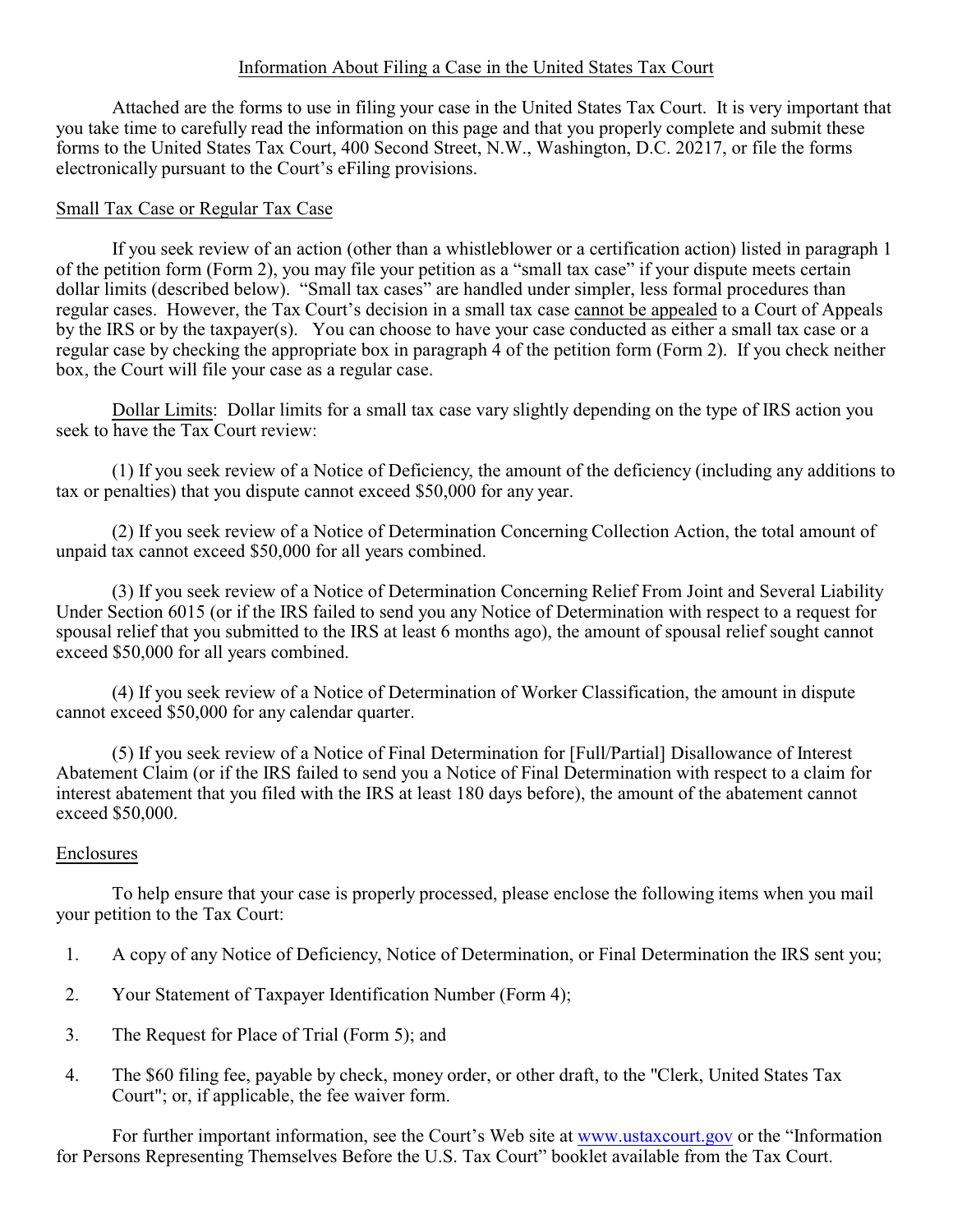# Information About Filing a Case in the United States Tax Court

Attached are the forms to use in filing your case in the United States Tax Court. It is very important that you take time to carefully read the information on this page and that you properly complete and submit these forms to the United States Tax Court, 400 Second Street, N.W., Washington, D.C. 20217, or file the forms electronically pursuant to the Court's eFiling provisions.

## Small Tax Case or Regular Tax Case

If you seek review of an action (other than a whistleblower or a certification action) listed in paragraph 1 of the petition form (Form 2), you may file your petition as a "small tax case" if your dispute meets certain dollar limits (described below). "Small tax cases" are handled under simpler, less formal procedures than regular cases. However, the Tax Court's decision in a small tax case cannot be appealed to a Court of Appeals by the IRS or by the taxpayer(s). You can choose to have your case conducted as either a small tax case or a regular case by checking the appropriate box in paragraph 4 of the petition form (Form 2). If you check neither box, the Court will file your case as a regular case.

Dollar Limits: Dollar limits for a small tax case vary slightly depending on the type of IRS action you seek to have the Tax Court review:

(1) If you seek review of a Notice of Deficiency, the amount of the deficiency (including any additions to tax or penalties) that you dispute cannot exceed $50,000 for any year.

(2) If you seek review of a Notice of Determination Concerning Collection Action, the total amount of unpaid tax cannot exceed $50,000 for all years combined.

(3) If you seek review of a Notice of Determination Concerning Relief From Joint and Several Liability Under Section 6015 (or if the IRS failed to send you any Notice of Determination with respect to a request for spousal relief that you submitted to the IRS at least 6 months ago), the amount of spousal relief sought cannot exceed $50,000 for all years combined.

(4) If you seek review of a Notice of Determination of Worker Classification, the amount in dispute cannot exceed $50,000 for any calendar quarter.

(5) If you seek review of a Notice of Final Determination for [Full/Partial] Disallowance of Interest Abatement Claim (or if the IRS failed to send you a Notice of Final Determination with respect to a claim for interest abatement that you filed with the IRS at least 180 days before), the amount of the abatement cannot exceed $50,000.

## Enclosures

To help ensure that your case is properly processed, please enclose the following items when you mail your petition to the Tax Court:

1. A copy of any Notice of Deficiency, Notice of Determination, or Final Determination the IRS sent you;
2. Your Statement of Taxpayer Identification Number (Form 4);
3. The Request for Place of Trial (Form 5); and
4. The $60 filing fee, payable by check, money order, or other draft, to the "Clerk, United States Tax Court"; or, if applicable, the fee waiver form.

For further important information, see the Court's Web site at www.ustaxcourt.gov or the "Information for Persons Representing Themselves Before the U.S. Tax Court" booklet available from the Tax Court.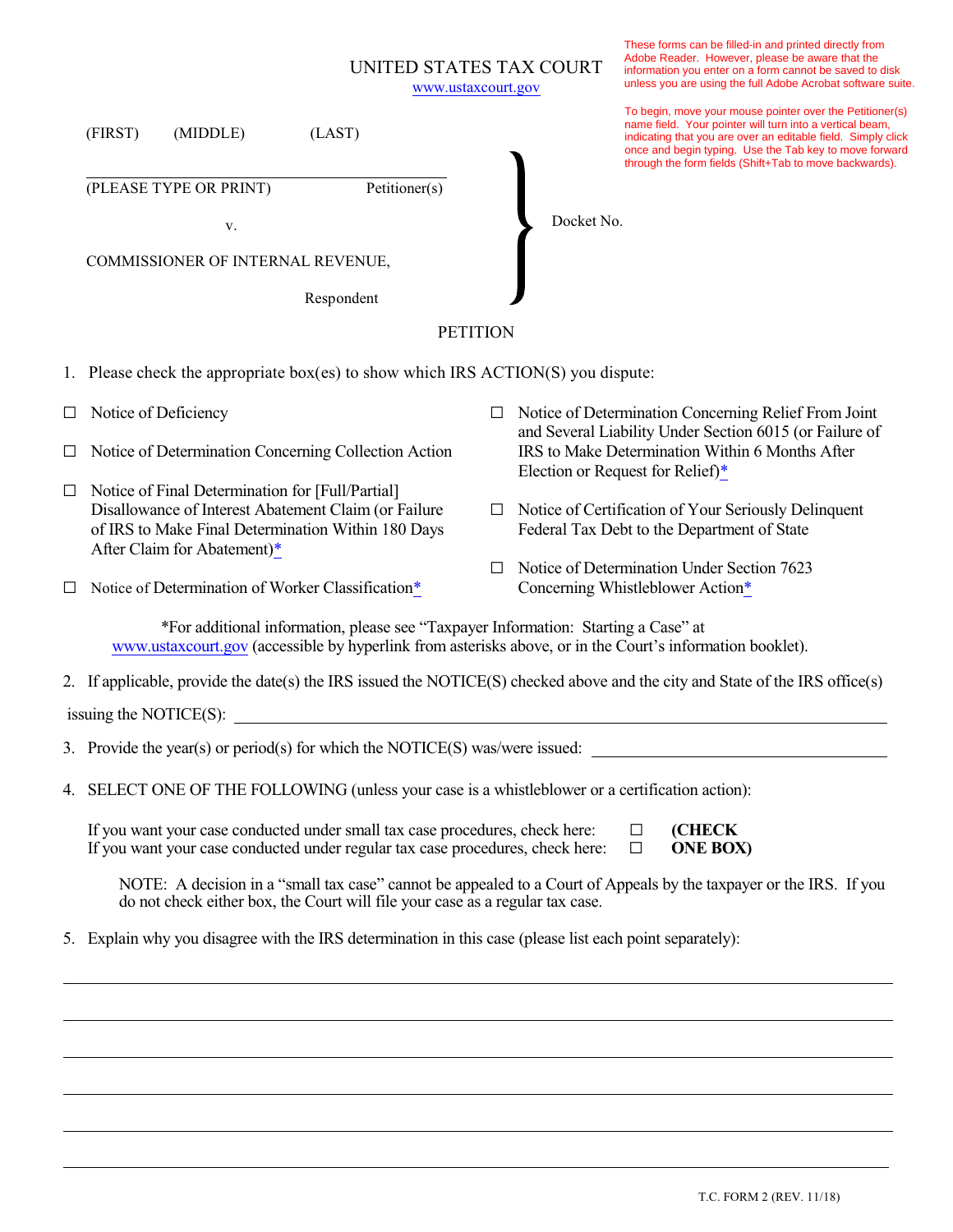UNITED STATES TAX COURT

www.ustaxcourt.gov

These forms can be filled-in and printed directly from Adobe Reader. However, please be aware that the information you enter on a form cannot be saved to disk unless you are using the full Adobe Acrobat software suite.

To begin, move your mouse pointer over the Petitioner(s) name field. Your pointer will turn into a vertical beam, indicating that you are over an editable field. Simply click once and begin typing. Use the Tab key to move forward through the form fields (Shift+Tab to move backwards).

(FIRST) (MIDDLE) (LAST)

______________________________________________

(PLEASE TYPE OR PRINT) Petitioner(s)

v. Docket No.

COMMISSIONER OF INTERNAL REVENUE,

Respondent

# PETITION

1. Please check the appropriate box(es) to show which IRS ACTION(S) you dispute:

☐ Notice of Deficiency

☐ Notice of Determination Concerning Collection Action

☐ Notice of Final Determination for [Full/Partial] Disallowance of Interest Abatement Claim (or Failure of IRS to Make Final Determination Within 180 Days After Claim for Abatement)*

☐ Notice of Determination of Worker Classification*

☐ Notice of Determination Concerning Relief From Joint and Several Liability Under Section 6015 (or Failure of IRS to Make Determination Within 6 Months After Election or Request for Relief)*

☐ Notice of Certification of Your Seriously Delinquent Federal Tax Debt to the Department of State

☐ Notice of Determination Under Section 7623 Concerning Whistleblower Action*

*For additional information, please see "Taxpayer Information: Starting a Case" at www.ustaxcourt.gov (accessible by hyperlink from asterisks above, or in the Court's information booklet).

2. If applicable, provide the date(s) the IRS issued the NOTICE(S) checked above and the city and State of the IRS office(s) issuing the NOTICE(S): ______________________________________________

3. Provide the year(s) or period(s) for which the NOTICE(S) was/were issued: ______________________

4. SELECT ONE OF THE FOLLOWING (unless your case is a whistleblower or a certification action):

   If you want your case conducted under small tax case procedures, check here: ☐ **(CHECK**
   If you want your case conducted under regular tax case procedures, check here: ☐ **ONE BOX)**

   NOTE: A decision in a "small tax case" cannot be appealed to a Court of Appeals by the taxpayer or the IRS. If you do not check either box, the Court will file your case as a regular tax case.

5. Explain why you disagree with the IRS determination in this case (please list each point separately):

______________________________________________

______________________________________________

______________________________________________

______________________________________________

______________________________________________

______________________________________________

T.C. FORM 2 (REV. 11/18)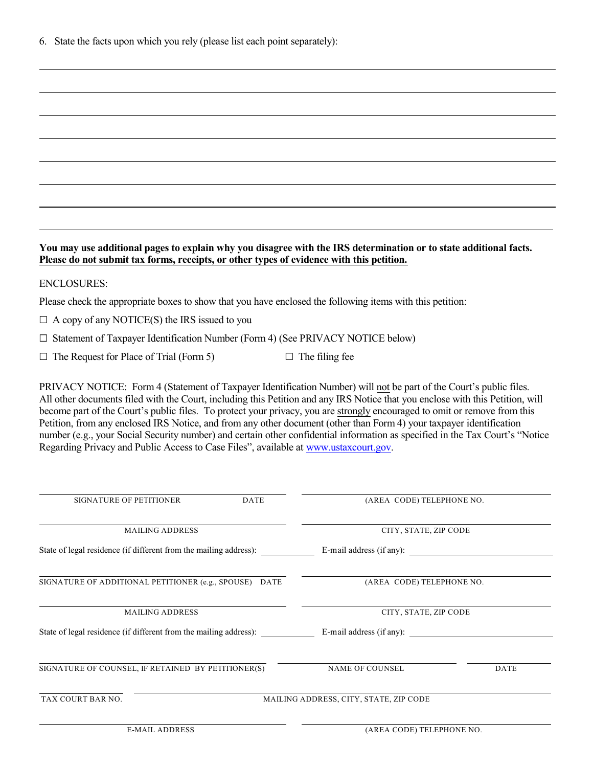6. State the facts upon which you rely (please list each point separately):

\_\_\_\_\_\_\_\_\_\_\_\_\_\_\_\_\_\_\_\_\_\_\_\_\_\_\_\_\_\_\_\_\_\_\_\_\_\_\_\_\_\_\_\_\_\_\_\_\_\_\_\_\_\_\_\_\_\_\_\_\_\_\_\_\_\_\_\_\_\_\_\_

\_\_\_\_\_\_\_\_\_\_\_\_\_\_\_\_\_\_\_\_\_\_\_\_\_\_\_\_\_\_\_\_\_\_\_\_\_\_\_\_\_\_\_\_\_\_\_\_\_\_\_\_\_\_\_\_\_\_\_\_\_\_\_\_\_\_\_\_\_\_\_\_

\_\_\_\_\_\_\_\_\_\_\_\_\_\_\_\_\_\_\_\_\_\_\_\_\_\_\_\_\_\_\_\_\_\_\_\_\_\_\_\_\_\_\_\_\_\_\_\_\_\_\_\_\_\_\_\_\_\_\_\_\_\_\_\_\_\_\_\_\_\_\_\_

\_\_\_\_\_\_\_\_\_\_\_\_\_\_\_\_\_\_\_\_\_\_\_\_\_\_\_\_\_\_\_\_\_\_\_\_\_\_\_\_\_\_\_\_\_\_\_\_\_\_\_\_\_\_\_\_\_\_\_\_\_\_\_\_\_\_\_\_\_\_\_\_

\_\_\_\_\_\_\_\_\_\_\_\_\_\_\_\_\_\_\_\_\_\_\_\_\_\_\_\_\_\_\_\_\_\_\_\_\_\_\_\_\_\_\_\_\_\_\_\_\_\_\_\_\_\_\_\_\_\_\_\_\_\_\_\_\_\_\_\_\_\_\_\_

\_\_\_\_\_\_\_\_\_\_\_\_\_\_\_\_\_\_\_\_\_\_\_\_\_\_\_\_\_\_\_\_\_\_\_\_\_\_\_\_\_\_\_\_\_\_\_\_\_\_\_\_\_\_\_\_\_\_\_\_\_\_\_\_\_\_\_\_\_\_\_\_

\_\_\_\_\_\_\_\_\_\_\_\_\_\_\_\_\_\_\_\_\_\_\_\_\_\_\_\_\_\_\_\_\_\_\_\_\_\_\_\_\_\_\_\_\_\_\_\_\_\_\_\_\_\_\_\_\_\_\_\_\_\_\_\_\_\_\_\_\_\_\_\_

\_\_\_\_\_\_\_\_\_\_\_\_\_\_\_\_\_\_\_\_\_\_\_\_\_\_\_\_\_\_\_\_\_\_\_\_\_\_\_\_\_\_\_\_\_\_\_\_\_\_\_\_\_\_\_\_\_\_\_\_\_\_\_\_\_\_\_\_\_\_\_\_

**You may use additional pages to explain why you disagree with the IRS determination or to state additional facts. <u>Please do not submit tax forms, receipts, or other types of evidence with this petition.</u>**

ENCLOSURES:

Please check the appropriate boxes to show that you have enclosed the following items with this petition:

☐ A copy of any NOTICE(S) the IRS issued to you

☐ Statement of Taxpayer Identification Number (Form 4) (See PRIVACY NOTICE below)

☐ The Request for Place of Trial (Form 5) ☐ The filing fee

PRIVACY NOTICE: Form 4 (Statement of Taxpayer Identification Number) will <u>not</u> be part of the Court's public files. All other documents filed with the Court, including this Petition and any IRS Notice that you enclose with this Petition, will become part of the Court's public files. To protect your privacy, you are <u>strongly</u> encouraged to omit or remove from this Petition, from any enclosed IRS Notice, and from any other document (other than Form 4) your taxpayer identification number (e.g., your Social Security number) and certain other confidential information as specified in the Tax Court's "Notice Regarding Privacy and Public Access to Case Files", available at www.ustaxcourt.gov.

\_\_\_\_\_\_\_\_\_\_\_\_\_\_\_\_\_\_\_\_\_\_\_\_\_\_\_\_\_\_\_\_\_\_\_\_ \_\_\_\_\_\_\_\_\_\_\_\_\_\_\_\_\_\_\_\_\_\_\_\_\_\_\_\_\_\_\_\_\_\_\_\_
SIGNATURE OF PETITIONER DATE (AREA CODE) TELEPHONE NO.

\_\_\_\_\_\_\_\_\_\_\_\_\_\_\_\_\_\_\_\_\_\_\_\_\_\_\_\_\_\_\_\_\_\_\_\_ \_\_\_\_\_\_\_\_\_\_\_\_\_\_\_\_\_\_\_\_\_\_\_\_\_\_\_\_\_\_\_\_\_\_\_\_
MAILING ADDRESS CITY, STATE, ZIP CODE

State of legal residence (if different from the mailing address): \_\_\_\_\_\_\_\_\_\_ E-mail address (if any): \_\_\_\_\_\_\_\_\_\_\_\_\_\_\_\_\_\_\_\_

\_\_\_\_\_\_\_\_\_\_\_\_\_\_\_\_\_\_\_\_\_\_\_\_\_\_\_\_\_\_\_\_\_\_\_\_ \_\_\_\_\_\_\_\_\_\_\_\_\_\_\_\_\_\_\_\_\_\_\_\_\_\_\_\_\_\_\_\_\_\_\_\_
SIGNATURE OF ADDITIONAL PETITIONER (e.g., SPOUSE) DATE (AREA CODE) TELEPHONE NO.

\_\_\_\_\_\_\_\_\_\_\_\_\_\_\_\_\_\_\_\_\_\_\_\_\_\_\_\_\_\_\_\_\_\_\_\_ \_\_\_\_\_\_\_\_\_\_\_\_\_\_\_\_\_\_\_\_\_\_\_\_\_\_\_\_\_\_\_\_\_\_\_\_
MAILING ADDRESS CITY, STATE, ZIP CODE

State of legal residence (if different from the mailing address): \_\_\_\_\_\_\_\_\_\_ E-mail address (if any): \_\_\_\_\_\_\_\_\_\_\_\_\_\_\_\_\_\_\_\_

\_\_\_\_\_\_\_\_\_\_\_\_\_\_\_\_\_\_\_\_\_\_\_\_\_\_\_\_\_\_\_\_\_\_\_\_ \_\_\_\_\_\_\_\_\_\_\_\_\_\_\_\_\_\_\_\_\_\_\_\_ \_\_\_\_\_\_\_\_\_\_
SIGNATURE OF COUNSEL, IF RETAINED BY PETITIONER(S) NAME OF COUNSEL DATE

\_\_\_\_\_\_\_\_\_\_\_\_ \_\_\_\_\_\_\_\_\_\_\_\_\_\_\_\_\_\_\_\_\_\_\_\_\_\_\_\_\_\_\_\_\_\_\_\_\_\_\_\_\_\_\_\_\_\_\_\_\_\_\_\_\_\_\_\_
TAX COURT BAR NO. MAILING ADDRESS, CITY, STATE, ZIP CODE

\_\_\_\_\_\_\_\_\_\_\_\_\_\_\_\_\_\_\_\_\_\_\_\_\_\_\_\_\_\_\_\_\_\_\_\_ \_\_\_\_\_\_\_\_\_\_\_\_\_\_\_\_\_\_\_\_\_\_\_\_\_\_\_\_\_\_\_\_\_\_\_\_
E-MAIL ADDRESS (AREA CODE) TELEPHONE NO.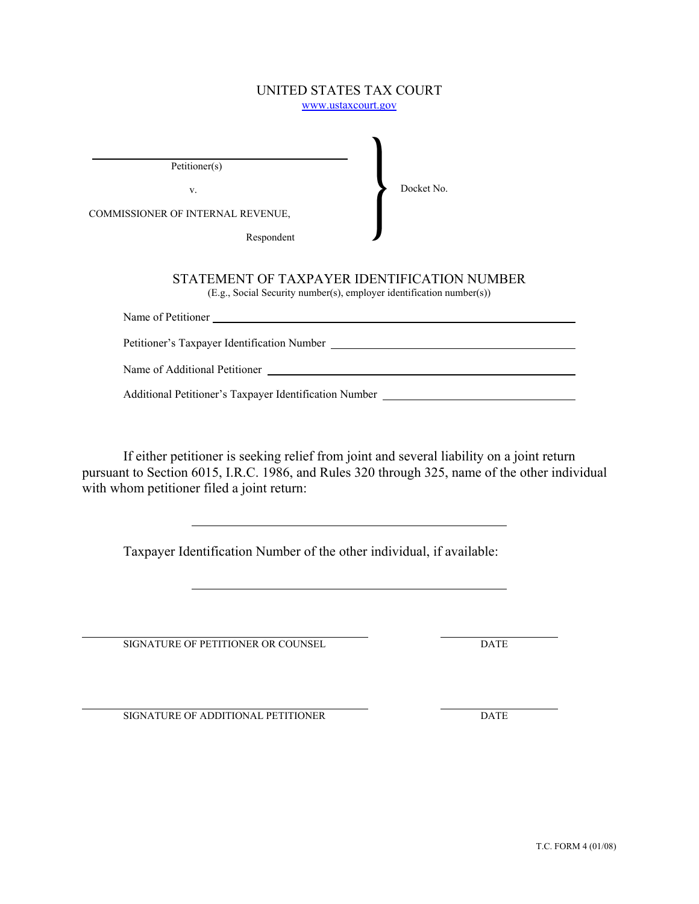# UNITED STATES TAX COURT

www.ustaxcourt.gov

| | | |
|---|---|---|
| ______________________________ Petitioner(s) | | |
| v. | | Docket No. |
| COMMISSIONER OF INTERNAL REVENUE, | | |
| Respondent | | |

## STATEMENT OF TAXPAYER IDENTIFICATION NUMBER

(E.g., Social Security number(s), employer identification number(s))

Name of Petitioner ______________________________

Petitioner's Taxpayer Identification Number ______________________________

Name of Additional Petitioner ______________________________

Additional Petitioner's Taxpayer Identification Number ______________________________

If either petitioner is seeking relief from joint and several liability on a joint return pursuant to Section 6015, I.R.C. 1986, and Rules 320 through 325, name of the other individual with whom petitioner filed a joint return:

______________________________

Taxpayer Identification Number of the other individual, if available:

______________________________

| | |
|---|---|
| ______________________________ | ______________ |
| SIGNATURE OF PETITIONER OR COUNSEL | DATE |
| ______________________________ | ______________ |
| SIGNATURE OF ADDITIONAL PETITIONER | DATE |

T.C. FORM 4 (01/08)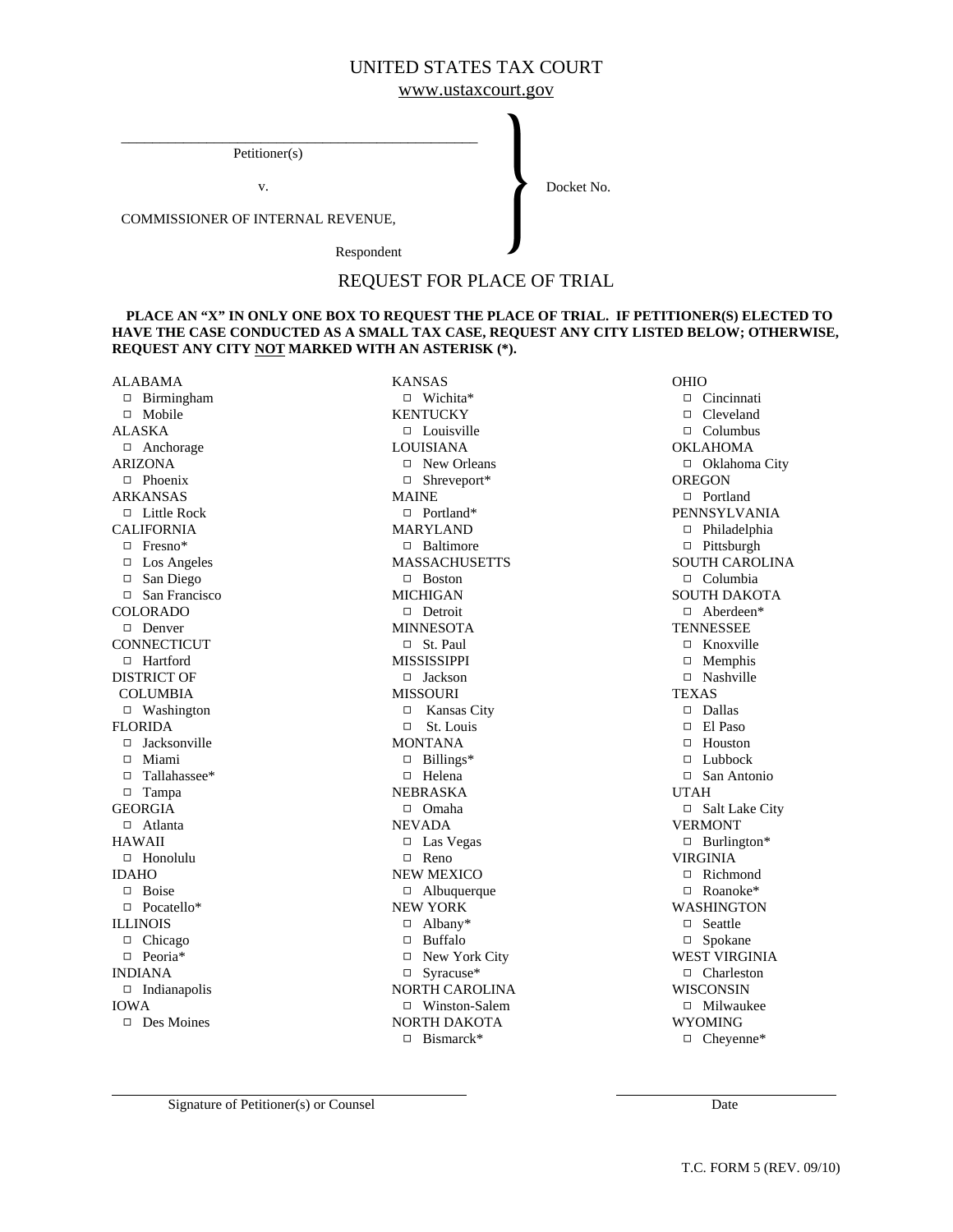# UNITED STATES TAX COURT

www.ustaxcourt.gov

\_\_\_\_\_\_\_\_\_\_\_\_\_\_\_\_\_\_\_\_\_\_\_\_\_\_\_\_\_\_\_\_\_\_\_\_\_\_\_\_\_\_\_\_\_\_

Petitioner(s)

v.

COMMISSIONER OF INTERNAL REVENUE,

Respondent

Docket No.

## REQUEST FOR PLACE OF TRIAL

**PLACE AN "X" IN ONLY ONE BOX TO REQUEST THE PLACE OF TRIAL. IF PETITIONER(S) ELECTED TO HAVE THE CASE CONDUCTED AS A SMALL TAX CASE, REQUEST ANY CITY LISTED BELOW; OTHERWISE, REQUEST ANY CITY NOT MARKED WITH AN ASTERISK (*).**

ALABAMA
- □ Birmingham
- □ Mobile

ALASKA
- □ Anchorage

ARIZONA
- □ Phoenix

ARKANSAS
- □ Little Rock

CALIFORNIA
- □ Fresno*
- □ Los Angeles
- □ San Diego
- □ San Francisco

COLORADO
- □ Denver

CONNECTICUT
- □ Hartford

DISTRICT OF COLUMBIA
- □ Washington

FLORIDA
- □ Jacksonville
- □ Miami
- □ Tallahassee*
- □ Tampa

GEORGIA
- □ Atlanta

HAWAII
- □ Honolulu

IDAHO
- □ Boise
- □ Pocatello*

ILLINOIS
- □ Chicago
- □ Peoria*

INDIANA
- □ Indianapolis

IOWA
- □ Des Moines

KANSAS
- □ Wichita*

KENTUCKY
- □ Louisville

LOUISIANA
- □ New Orleans
- □ Shreveport*

MAINE
- □ Portland*

MARYLAND
- □ Baltimore

MASSACHUSETTS
- □ Boston

MICHIGAN
- □ Detroit

MINNESOTA
- □ St. Paul

MISSISSIPPI
- □ Jackson

MISSOURI
- □ Kansas City
- □ St. Louis

MONTANA
- □ Billings*
- □ Helena

NEBRASKA
- □ Omaha

NEVADA
- □ Las Vegas
- □ Reno

NEW MEXICO
- □ Albuquerque

NEW YORK
- □ Albany*
- □ Buffalo
- □ New York City
- □ Syracuse*

NORTH CAROLINA
- □ Winston-Salem

NORTH DAKOTA
- □ Bismarck*

OHIO
- □ Cincinnati
- □ Cleveland
- □ Columbus

OKLAHOMA
- □ Oklahoma City

OREGON
- □ Portland

PENNSYLVANIA
- □ Philadelphia
- □ Pittsburgh

SOUTH CAROLINA
- □ Columbia

SOUTH DAKOTA
- □ Aberdeen*

TENNESSEE
- □ Knoxville
- □ Memphis
- □ Nashville

TEXAS
- □ Dallas
- □ El Paso
- □ Houston
- □ Lubbock
- □ San Antonio

UTAH
- □ Salt Lake City

VERMONT
- □ Burlington*

VIRGINIA
- □ Richmond
- □ Roanoke*

WASHINGTON
- □ Seattle
- □ Spokane

WEST VIRGINIA
- □ Charleston

WISCONSIN
- □ Milwaukee

WYOMING
- □ Cheyenne*

\_\_\_\_\_\_\_\_\_\_\_\_\_\_\_\_\_\_\_\_\_\_\_\_\_\_\_\_\_\_\_\_\_\_\_\_\_\_\_\_\_\_\_\_\_\_ Signature of Petitioner(s) or Counsel

\_\_\_\_\_\_\_\_\_\_\_\_\_\_\_\_\_\_\_\_\_\_\_\_\_\_\_\_ Date

T.C. FORM 5 (REV. 09/10)